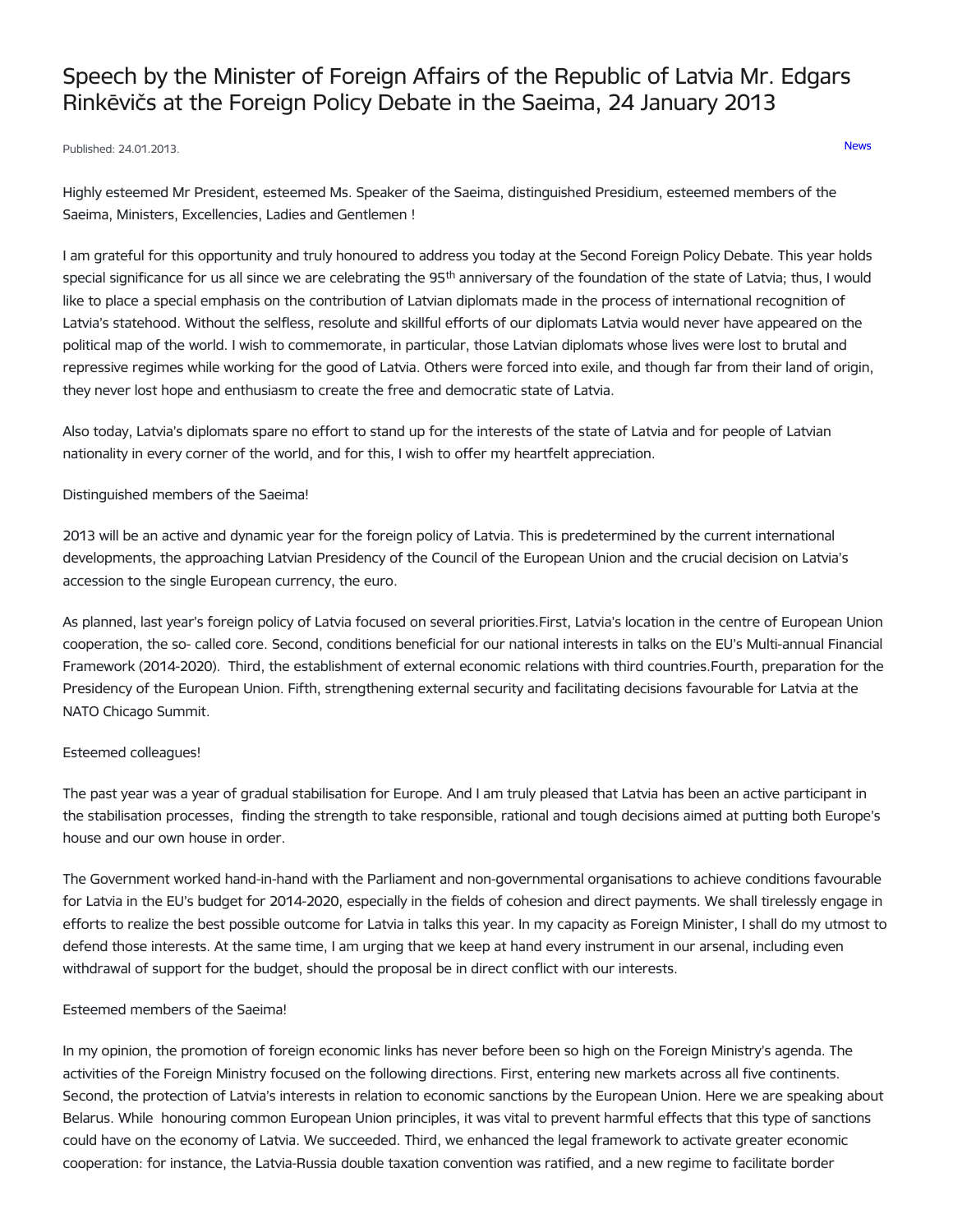# Speech by the Minister of Foreign Affairs of the Republic of Latvia Mr. Edgars Rinkēvičs at the Foreign Policy Debate in the Saeima, 24 January 2013

Published: 24.01.2013.

News

Highly esteemed Mr President, esteemed Ms. Speaker of the Saeima, distinguished Presidium, esteemed members of the Saeima, Ministers, Excellencies, Ladies and Gentlemen !

I am grateful for this opportunity and truly honoured to address you today at the Second Foreign Policy Debate. This year holds special significance for us all since we are celebrating the 95th anniversary of the foundation of the state of Latvia; thus, I would like to place a special emphasis on the contribution of Latvian diplomats made in the process of international recognition of Latvia's statehood. Without the selfless, resolute and skillful efforts of our diplomats Latvia would never have appeared on the political map of the world. I wish to commemorate, in particular, those Latvian diplomats whose lives were lost to brutal and repressive regimes while working for the good of Latvia. Others were forced into exile, and though far from their land of origin, they never lost hope and enthusiasm to create the free and democratic state of Latvia.

Also today, Latvia's diplomats spare no effort to stand up for the interests of the state of Latvia and for people of Latvian nationality in every corner of the world, and for this, I wish to offer my heartfelt appreciation.

Distinguished members of the Saeima!

2013 will be an active and dynamic year for the foreign policy of Latvia. This is predetermined by the current international developments, the approaching Latvian Presidency of the Council of the European Union and the crucial decision on Latvia's accession to the single European currency, the euro.

As planned, last year's foreign policy of Latvia focused on several priorities.First, Latvia's location in the centre of European Union cooperation, the so- called core. Second, conditions beneficial for our national interests in talks on the EU's Multi-annual Financial Framework (2014-2020). Third, the establishment of external economic relations with third countries.Fourth, preparation for the Presidency of the European Union. Fifth, strengthening external security and facilitating decisions favourable for Latvia at the NATO Chicago Summit.

Esteemed colleagues!

The past year was a year of gradual stabilisation for Europe. And I am truly pleased that Latvia has been an active participant in the stabilisation processes, finding the strength to take responsible, rational and tough decisions aimed at putting both Europe's house and our own house in order.

The Government worked hand-in-hand with the Parliament and non-governmental organisations to achieve conditions favourable for Latvia in the EU's budget for 2014-2020, especially in the fields of cohesion and direct payments. We shall tirelessly engage in efforts to realize the best possible outcome for Latvia in talks this year. In my capacity as Foreign Minister, I shall do my utmost to defend those interests. At the same time, I am urging that we keep at hand every instrument in our arsenal, including even withdrawal of support for the budget, should the proposal be in direct conflict with our interests.

Esteemed members of the Saeima!

In my opinion, the promotion of foreign economic links has never before been so high on the Foreign Ministry's agenda. The activities of the Foreign Ministry focused on the following directions. First, entering new markets across all five continents. Second, the protection of Latvia's interests in relation to economic sanctions by the European Union. Here we are speaking about Belarus. While honouring common European Union principles, it was vital to prevent harmful effects that this type of sanctions could have on the economy of Latvia. We succeeded. Third, we enhanced the legal framework to activate greater economic cooperation: for instance, the Latvia-Russia double taxation convention was ratified, and a new regime to facilitate border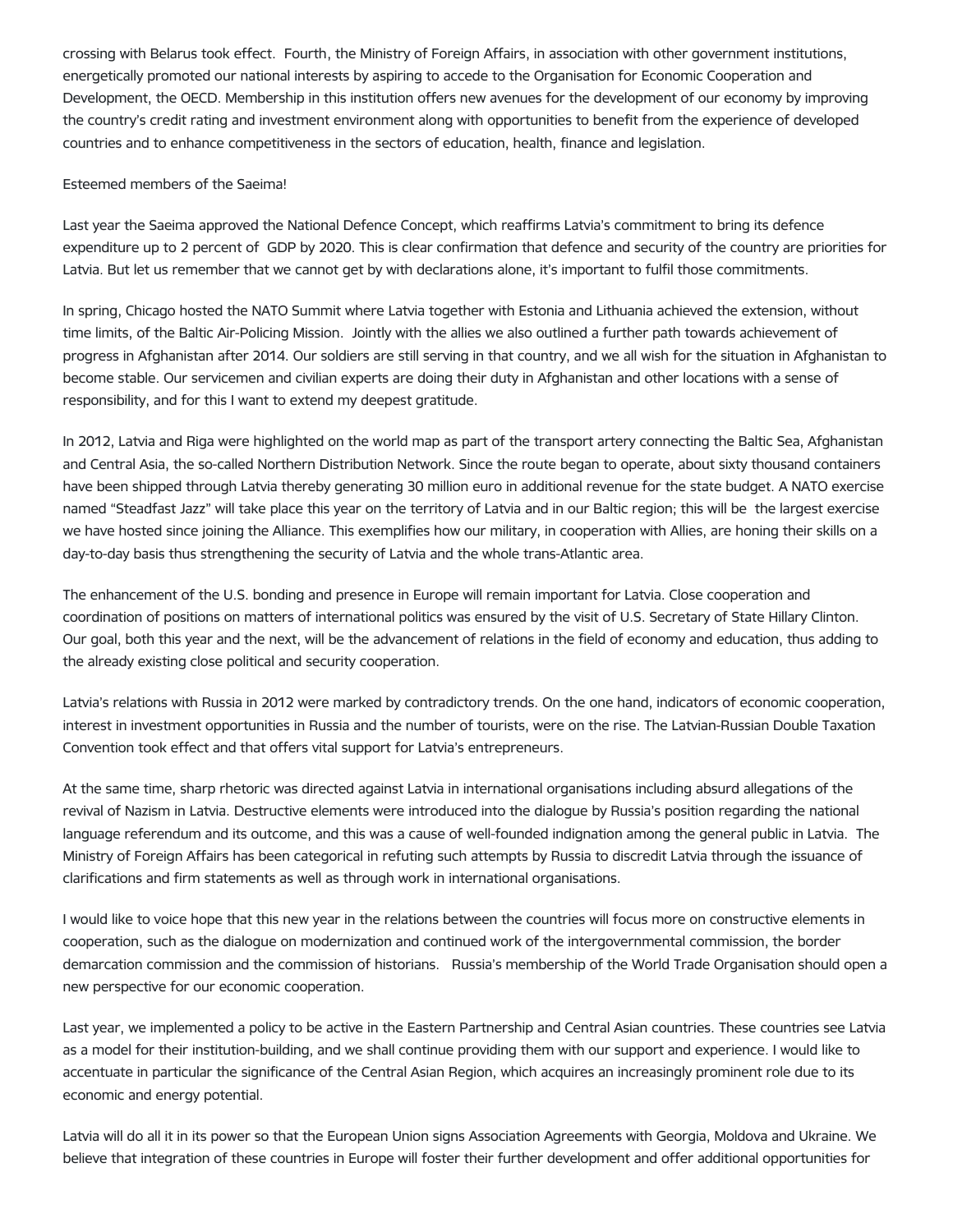crossing with Belarus took effect. Fourth, the Ministry of Foreign Affairs, in association with other government institutions, energetically promoted our national interests by aspiring to accede to the Organisation for Economic Cooperation and Development, the OECD. Membership in this institution offers new avenues for the development of our economy by improving the country's credit rating and investment environment along with opportunities to benefit from the experience of developed countries and to enhance competitiveness in the sectors of education, health, finance and legislation.

Esteemed members of the Saeima!

Last year the Saeima approved the National Defence Concept, which reaffirms Latvia's commitment to bring its defence expenditure up to 2 percent of GDP by 2020. This is clear confirmation that defence and security of the country are priorities for Latvia. But let us remember that we cannot get by with declarations alone, it's important to fulfil those commitments.

In spring, Chicago hosted the NATO Summit where Latvia together with Estonia and Lithuania achieved the extension, without time limits, of the Baltic Air-Policing Mission. Jointly with the allies we also outlined a further path towards achievement of progress in Afghanistan after 2014. Our soldiers are still serving in that country, and we all wish for the situation in Afghanistan to become stable. Our servicemen and civilian experts are doing their duty in Afghanistan and other locations with a sense of responsibility, and for this I want to extend my deepest gratitude.

In 2012, Latvia and Riga were highlighted on the world map as part of the transport artery connecting the Baltic Sea, Afghanistan and Central Asia, the so-called Northern Distribution Network. Since the route began to operate, about sixty thousand containers have been shipped through Latvia thereby generating 30 million euro in additional revenue for the state budget. A NATO exercise named "Steadfast Jazz" will take place this year on the territory of Latvia and in our Baltic region; this will be the largest exercise we have hosted since joining the Alliance. This exemplifies how our military, in cooperation with Allies, are honing their skills on a day-to-day basis thus strengthening the security of Latvia and the whole trans-Atlantic area.

The enhancement of the U.S. bonding and presence in Europe will remain important for Latvia. Close cooperation and coordination of positions on matters of international politics was ensured by the visit of U.S. Secretary of State Hillary Clinton. Our goal, both this year and the next, will be the advancement of relations in the field of economy and education, thus adding to the already existing close political and security cooperation.

Latvia's relations with Russia in 2012 were marked by contradictory trends. On the one hand, indicators of economic cooperation, interest in investment opportunities in Russia and the number of tourists, were on the rise. The Latvian-Russian Double Taxation Convention took effect and that offers vital support for Latvia's entrepreneurs.

At the same time, sharp rhetoric was directed against Latvia in international organisations including absurd allegations of the revival of Nazism in Latvia. Destructive elements were introduced into the dialogue by Russia's position regarding the national language referendum and its outcome, and this was a cause of well-founded indignation among the general public in Latvia. The Ministry of Foreign Affairs has been categorical in refuting such attempts by Russia to discredit Latvia through the issuance of clarifications and firm statements as well as through work in international organisations.

I would like to voice hope that this new year in the relations between the countries will focus more on constructive elements in cooperation, such as the dialogue on modernization and continued work of the intergovernmental commission, the border demarcation commission and the commission of historians. Russia's membership of the World Trade Organisation should open a new perspective for our economic cooperation.

Last year, we implemented a policy to be active in the Eastern Partnership and Central Asian countries. These countries see Latvia as a model for their institution-building, and we shall continue providing them with our support and experience. I would like to accentuate in particular the significance of the Central Asian Region, which acquires an increasingly prominent role due to its economic and energy potential.

Latvia will do all it in its power so that the European Union signs Association Agreements with Georgia, Moldova and Ukraine. We believe that integration of these countries in Europe will foster their further development and offer additional opportunities for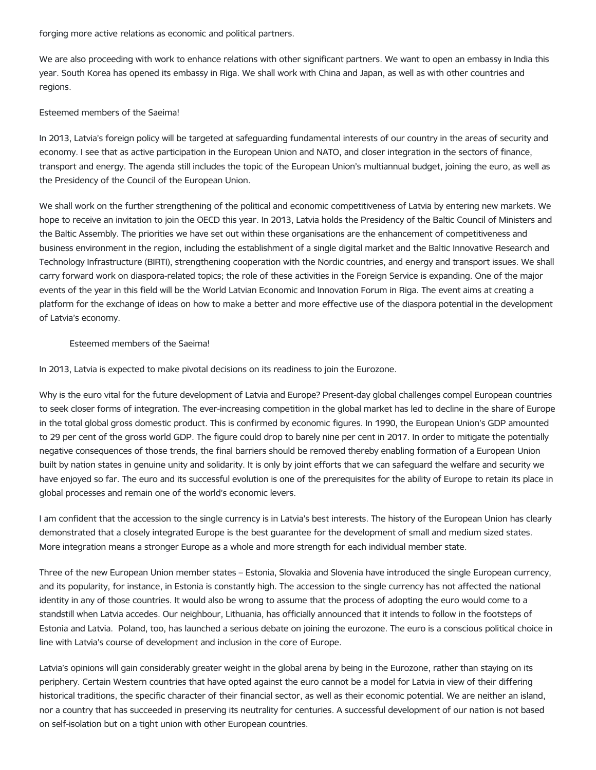forging more active relations as economic and political partners.

We are also proceeding with work to enhance relations with other significant partners. We want to open an embassy in India this year. South Korea has opened its embassy in Riga. We shall work with China and Japan, as well as with other countries and regions.

Esteemed members of the Saeima!

In 2013, Latvia's foreign policy will be targeted at safeguarding fundamental interests of our country in the areas of security and economy. I see that as active participation in the European Union and NATO, and closer integration in the sectors of finance, transport and energy. The agenda still includes the topic of the European Union's multiannual budget, joining the euro, as well as the Presidency of the Council of the European Union.

We shall work on the further strengthening of the political and economic competitiveness of Latvia by entering new markets. We hope to receive an invitation to join the OECD this year. In 2013, Latvia holds the Presidency of the Baltic Council of Ministers and the Baltic Assembly. The priorities we have set out within these organisations are the enhancement of competitiveness and business environment in the region, including the establishment of a single digital market and the Baltic Innovative Research and Technology Infrastructure (BIRTI), strengthening cooperation with the Nordic countries, and energy and transport issues. We shall carry forward work on diaspora-related topics; the role of these activities in the Foreign Service is expanding. One of the major events of the year in this field will be the World Latvian Economic and Innovation Forum in Riga. The event aims at creating a platform for the exchange of ideas on how to make a better and more effective use of the diaspora potential in the development of Latvia's economy.

Esteemed members of the Saeima!

In 2013, Latvia is expected to make pivotal decisions on its readiness to join the Eurozone.

Why is the euro vital for the future development of Latvia and Europe? Present-day global challenges compel European countries to seek closer forms of integration. The ever-increasing competition in the global market has led to decline in the share of Europe in the total global gross domestic product. This is confirmed by economic figures. In 1990, the European Union's GDP amounted to 29 per cent of the gross world GDP. The figure could drop to barely nine per cent in 2017. In order to mitigate the potentially negative consequences of those trends, the final barriers should be removed thereby enabling formation of a European Union built by nation states in genuine unity and solidarity. It is only by joint efforts that we can safeguard the welfare and security we have enjoyed so far. The euro and its successful evolution is one of the prerequisites for the ability of Europe to retain its place in global processes and remain one of the world's economic levers.

I am confident that the accession to the single currency is in Latvia's best interests. The history of the European Union has clearly demonstrated that a closely integrated Europe is the best guarantee for the development of small and medium sized states. More integration means a stronger Europe as a whole and more strength for each individual member state.

Three of the new European Union member states – Estonia, Slovakia and Slovenia have introduced the single European currency, and its popularity, for instance, in Estonia is constantly high. The accession to the single currency has not affected the national identity in any of those countries. It would also be wrong to assume that the process of adopting the euro would come to a standstill when Latvia accedes. Our neighbour, Lithuania, has officially announced that it intends to follow in the footsteps of Estonia and Latvia. Poland, too, has launched a serious debate on joining the eurozone. The euro is a conscious political choice in line with Latvia's course of development and inclusion in the core of Europe.

Latvia's opinions will gain considerably greater weight in the global arena by being in the Eurozone, rather than staying on its periphery. Certain Western countries that have opted against the euro cannot be a model for Latvia in view of their differing historical traditions, the specific character of their financial sector, as well as their economic potential. We are neither an island, nor a country that has succeeded in preserving its neutrality for centuries. A successful development of our nation is not based on self-isolation but on a tight union with other European countries.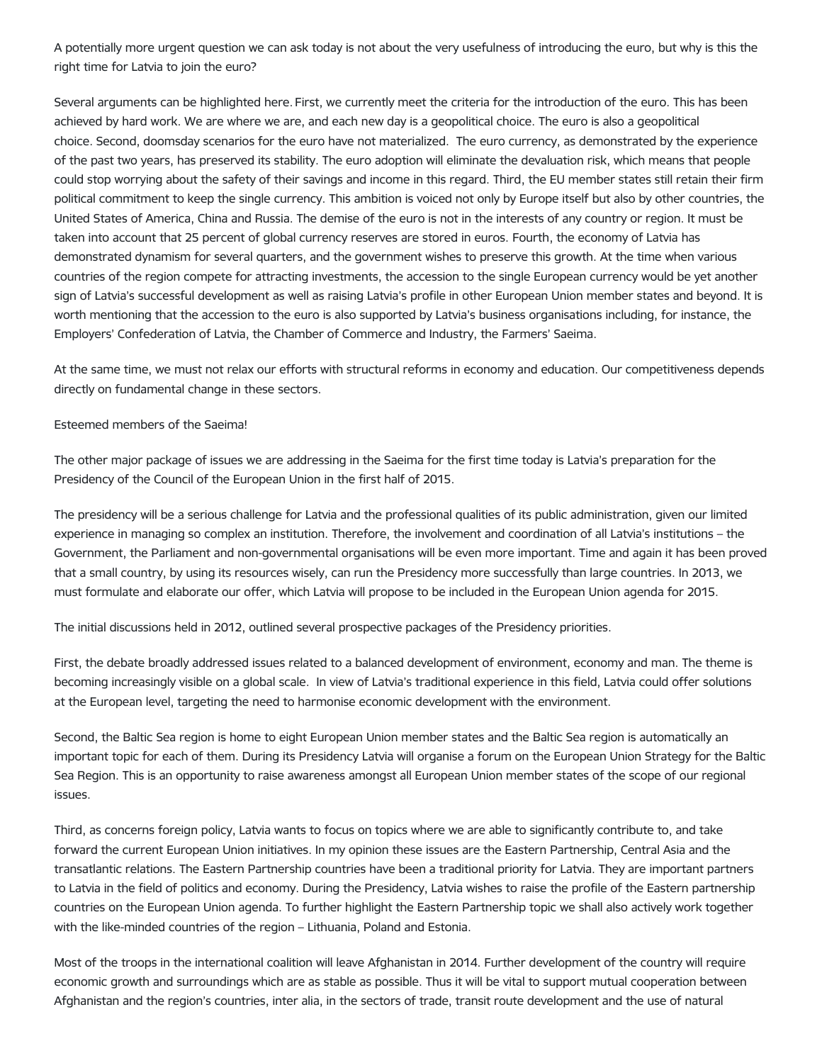A potentially more urgent question we can ask today is not about the very usefulness of introducing the euro, but why is this the right time for Latvia to join the euro?

Several arguments can be highlighted here. First, we currently meet the criteria for the introduction of the euro. This has been achieved by hard work. We are where we are, and each new day is a geopolitical choice. The euro is also a geopolitical choice. Second, doomsday scenarios for the euro have not materialized. The euro currency, as demonstrated by the experience of the past two years, has preserved its stability. The euro adoption will eliminate the devaluation risk, which means that people could stop worrying about the safety of their savings and income in this regard. Third, the EU member states still retain their firm political commitment to keep the single currency. This ambition is voiced not only by Europe itself but also by other countries, the United States of America, China and Russia. The demise of the euro is not in the interests of any country or region. It must be taken into account that 25 percent of global currency reserves are stored in euros. Fourth, the economy of Latvia has demonstrated dynamism for several quarters, and the government wishes to preserve this growth. At the time when various countries of the region compete for attracting investments, the accession to the single European currency would be yet another sign of Latvia's successful development as well as raising Latvia's profile in other European Union member states and beyond. It is worth mentioning that the accession to the euro is also supported by Latvia's business organisations including, for instance, the Employers' Confederation of Latvia, the Chamber of Commerce and Industry, the Farmers' Saeima.

At the same time, we must not relax our efforts with structural reforms in economy and education. Our competitiveness depends directly on fundamental change in these sectors.

Esteemed members of the Saeima!

The other major package of issues we are addressing in the Saeima for the first time today is Latvia's preparation for the Presidency of the Council of the European Union in the first half of 2015.

The presidency will be a serious challenge for Latvia and the professional qualities of its public administration, given our limited experience in managing so complex an institution. Therefore, the involvement and coordination of all Latvia's institutions – the Government, the Parliament and non-governmental organisations will be even more important. Time and again it has been proved that a small country, by using its resources wisely, can run the Presidency more successfully than large countries. In 2013, we must formulate and elaborate our offer, which Latvia will propose to be included in the European Union agenda for 2015.

The initial discussions held in 2012, outlined several prospective packages of the Presidency priorities.

First, the debate broadly addressed issues related to a balanced development of environment, economy and man. The theme is becoming increasingly visible on a global scale. In view of Latvia's traditional experience in this field, Latvia could offer solutions at the European level, targeting the need to harmonise economic development with the environment.

Second, the Baltic Sea region is home to eight European Union member states and the Baltic Sea region is automatically an important topic for each of them. During its Presidency Latvia will organise a forum on the European Union Strategy for the Baltic Sea Region. This is an opportunity to raise awareness amongst all European Union member states of the scope of our regional issues.

Third, as concerns foreign policy, Latvia wants to focus on topics where we are able to significantly contribute to, and take forward the current European Union initiatives. In my opinion these issues are the Eastern Partnership, Central Asia and the transatlantic relations. The Eastern Partnership countries have been a traditional priority for Latvia. They are important partners to Latvia in the field of politics and economy. During the Presidency, Latvia wishes to raise the profile of the Eastern partnership countries on the European Union agenda. To further highlight the Eastern Partnership topic we shall also actively work together with the like-minded countries of the region – Lithuania, Poland and Estonia.

Most of the troops in the international coalition will leave Afghanistan in 2014. Further development of the country will require economic growth and surroundings which are as stable as possible. Thus it will be vital to support mutual cooperation between Afghanistan and the region's countries, inter alia, in the sectors of trade, transit route development and the use of natural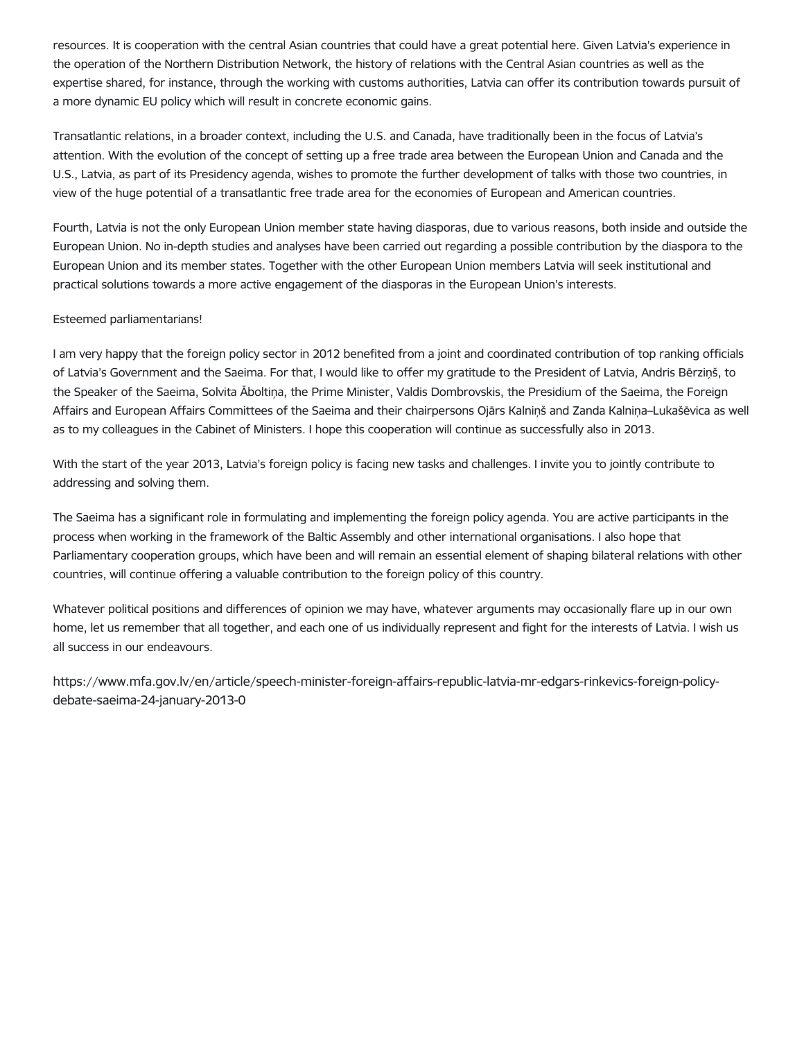resources. It is cooperation with the central Asian countries that could have a great potential here. Given Latvia's experience in the operation of the Northern Distribution Network, the history of relations with the Central Asian countries as well as the expertise shared, for instance, through the working with customs authorities, Latvia can offer its contribution towards pursuit of a more dynamic EU policy which will result in concrete economic gains.

Transatlantic relations, in a broader context, including the U.S. and Canada, have traditionally been in the focus of Latvia's attention. With the evolution of the concept of setting up a free trade area between the European Union and Canada and the U.S., Latvia, as part of its Presidency agenda, wishes to promote the further development of talks with those two countries, in view of the huge potential of a transatlantic free trade area for the economies of European and American countries.

Fourth, Latvia is not the only European Union member state having diasporas, due to various reasons, both inside and outside the European Union. No in-depth studies and analyses have been carried out regarding a possible contribution by the diaspora to the European Union and its member states. Together with the other European Union members Latvia will seek institutional and practical solutions towards a more active engagement of the diasporas in the European Union's interests.

Esteemed parliamentarians!

I am very happy that the foreign policy sector in 2012 benefited from a joint and coordinated contribution of top ranking officials of Latvia's Government and the Saeima. For that, I would like to offer my gratitude to the President of Latvia, Andris Bērziņš, to the Speaker of the Saeima, Solvita Āboltiņa, the Prime Minister, Valdis Dombrovskis, the Presidium of the Saeima, the Foreign Affairs and European Affairs Committees of the Saeima and their chairpersons Ojārs Kalniņš and Zanda Kalniņa–Lukaševica as well as to my colleagues in the Cabinet of Ministers. I hope this cooperation will continue as successfully also in 2013.

With the start of the year 2013, Latvia's foreign policy is facing new tasks and challenges. I invite you to jointly contribute to addressing and solving them.

The Saeima has a significant role in formulating and implementing the foreign policy agenda. You are active participants in the process when working in the framework of the Baltic Assembly and other international organisations. I also hope that Parliamentary cooperation groups, which have been and will remain an essential element of shaping bilateral relations with other countries, will continue offering a valuable contribution to the foreign policy of this country.

Whatever political positions and differences of opinion we may have, whatever arguments may occasionally flare up in our own home, let us remember that all together, and each one of us individually represent and fight for the interests of Latvia. I wish us all success in our endeavours.

https://www.mfa.gov.lv/en/article/speech-minister-foreign-affairs-republic-latvia-mr-edgars-rinkevics-foreign-policy-debate-saeima-24-january-2013-0